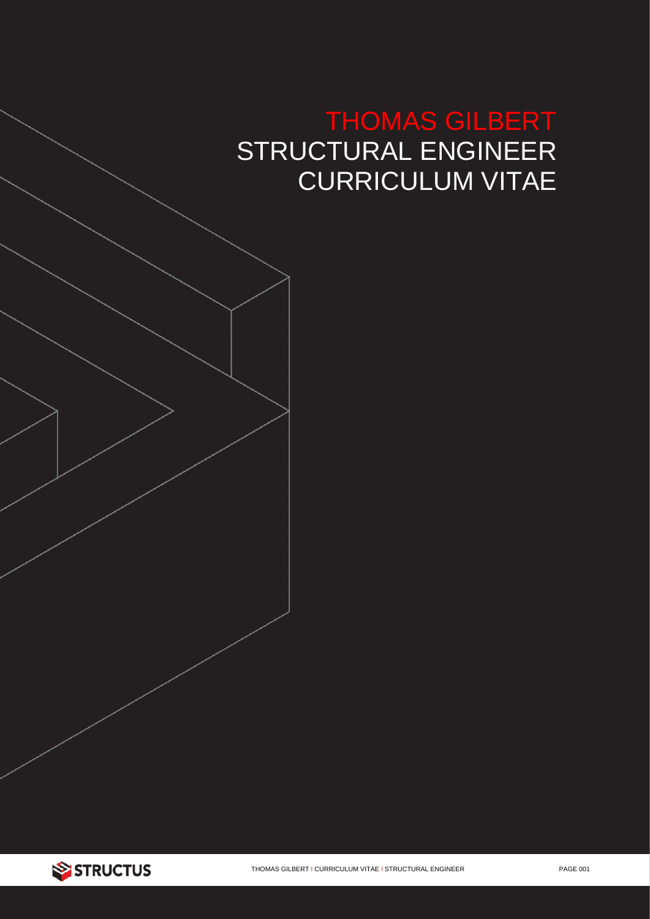# THOMAS GILBERT

## STRUCTURAL ENGINEER

## CURRICULUM VITAE

STRUCTUS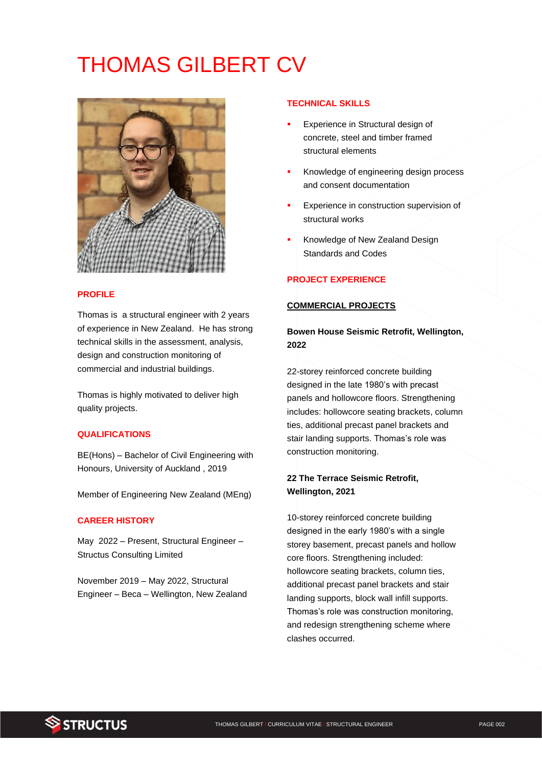# THOMAS GILBERT CV

## PROFILE

Thomas is a structural engineer with 2 years of experience in New Zealand. He has strong technical skills in the assessment, analysis, design and construction monitoring of commercial and industrial buildings.

Thomas is highly motivated to deliver high quality projects.

## QUALIFICATIONS

BE(Hons) – Bachelor of Civil Engineering with Honours, University of Auckland , 2019

Member of Engineering New Zealand (MEng)

## CAREER HISTORY

May 2022 – Present, Structural Engineer – Structus Consulting Limited

November 2019 – May 2022, Structural Engineer – Beca – Wellington, New Zealand

## TECHNICAL SKILLS

- Experience in Structural design of concrete, steel and timber framed structural elements
- Knowledge of engineering design process and consent documentation
- Experience in construction supervision of structural works
- Knowledge of New Zealand Design Standards and Codes

## PROJECT EXPERIENCE

### COMMERCIAL PROJECTS

**Bowen House Seismic Retrofit, Wellington, 2022**

22-storey reinforced concrete building designed in the late 1980's with precast panels and hollowcore floors. Strengthening includes: hollowcore seating brackets, column ties, additional precast panel brackets and stair landing supports. Thomas's role was construction monitoring.

**22 The Terrace Seismic Retrofit, Wellington, 2021**

10-storey reinforced concrete building designed in the early 1980's with a single storey basement, precast panels and hollow core floors. Strengthening included: hollowcore seating brackets, column ties, additional precast panel brackets and stair landing supports, block wall infill supports. Thomas's role was construction monitoring, and redesign strengthening scheme where clashes occurred.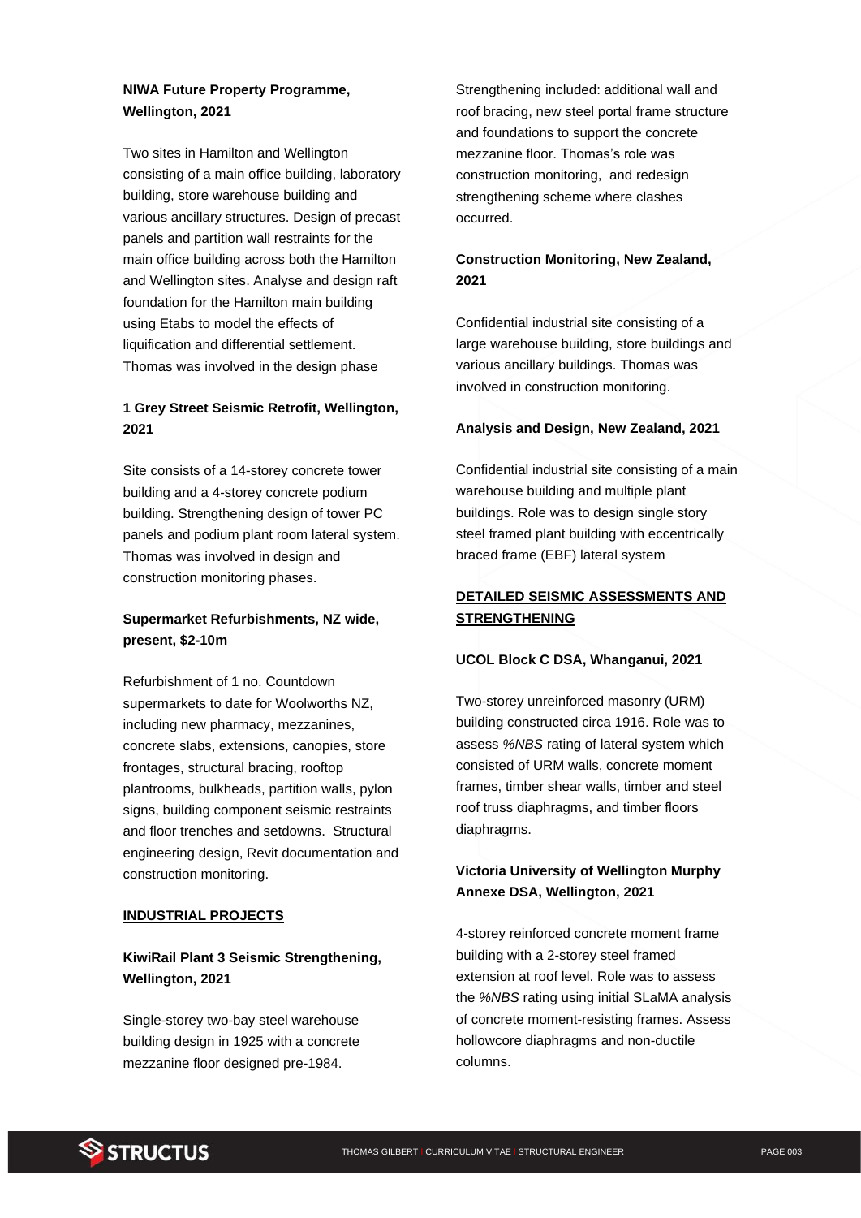**NIWA Future Property Programme, Wellington, 2021**

Two sites in Hamilton and Wellington consisting of a main office building, laboratory building, store warehouse building and various ancillary structures. Design of precast panels and partition wall restraints for the main office building across both the Hamilton and Wellington sites. Analyse and design raft foundation for the Hamilton main building using Etabs to model the effects of liquification and differential settlement. Thomas was involved in the design phase

**1 Grey Street Seismic Retrofit, Wellington, 2021**

Site consists of a 14-storey concrete tower building and a 4-storey concrete podium building. Strengthening design of tower PC panels and podium plant room lateral system. Thomas was involved in design and construction monitoring phases.

**Supermarket Refurbishments, NZ wide, present, $2-10m**

Refurbishment of 1 no. Countdown supermarkets to date for Woolworths NZ, including new pharmacy, mezzanines, concrete slabs, extensions, canopies, store frontages, structural bracing, rooftop plantrooms, bulkheads, partition walls, pylon signs, building component seismic restraints and floor trenches and setdowns. Structural engineering design, Revit documentation and construction monitoring.

## INDUSTRIAL PROJECTS

**KiwiRail Plant 3 Seismic Strengthening, Wellington, 2021**

Single-storey two-bay steel warehouse building design in 1925 with a concrete mezzanine floor designed pre-1984.

Strengthening included: additional wall and roof bracing, new steel portal frame structure and foundations to support the concrete mezzanine floor. Thomas's role was construction monitoring, and redesign strengthening scheme where clashes occurred.

**Construction Monitoring, New Zealand, 2021**

Confidential industrial site consisting of a large warehouse building, store buildings and various ancillary buildings. Thomas was involved in construction monitoring.

**Analysis and Design, New Zealand, 2021**

Confidential industrial site consisting of a main warehouse building and multiple plant buildings. Role was to design single story steel framed plant building with eccentrically braced frame (EBF) lateral system

## DETAILED SEISMIC ASSESSMENTS AND STRENGTHENING

**UCOL Block C DSA, Whanganui, 2021**

Two-storey unreinforced masonry (URM) building constructed circa 1916. Role was to assess *%NBS* rating of lateral system which consisted of URM walls, concrete moment frames, timber shear walls, timber and steel roof truss diaphragms, and timber floors diaphragms.

**Victoria University of Wellington Murphy Annexe DSA, Wellington, 2021**

4-storey reinforced concrete moment frame building with a 2-storey steel framed extension at roof level. Role was to assess the *%NBS* rating using initial SLaMA analysis of concrete moment-resisting frames. Assess hollowcore diaphragms and non-ductile columns.